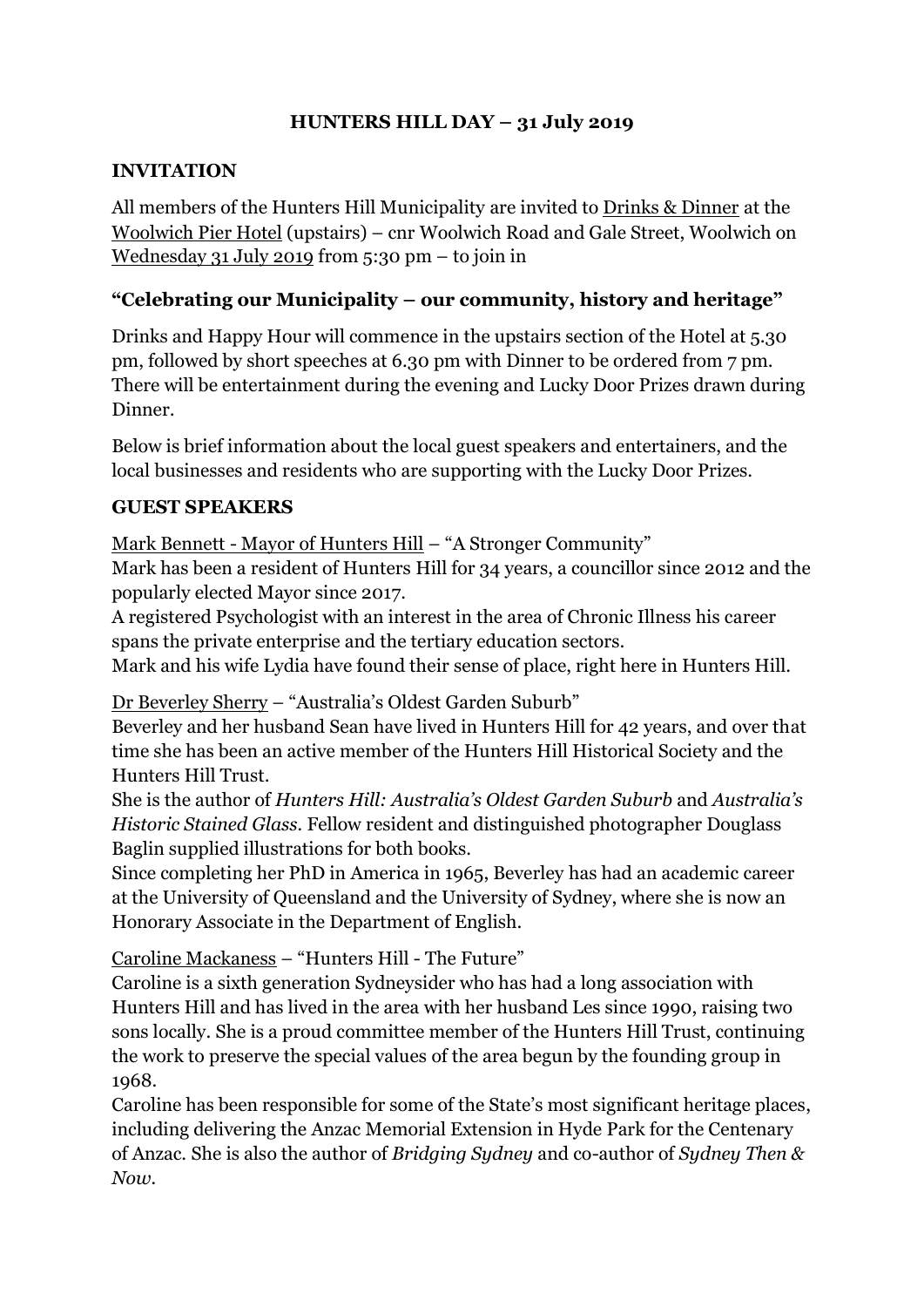# HUNTERS HILL DAY – 31 July 2019

## INVITATION

All members of the Hunters Hill Municipality are invited to Drinks & Dinner at the Woolwich Pier Hotel (upstairs) – cnr Woolwich Road and Gale Street, Woolwich on Wednesday 31 July 2019 from 5:30 pm – to join in

## "Celebrating our Municipality – our community, history and heritage"

Drinks and Happy Hour will commence in the upstairs section of the Hotel at 5.30 pm, followed by short speeches at 6.30 pm with Dinner to be ordered from 7 pm. There will be entertainment during the evening and Lucky Door Prizes drawn during Dinner.

Below is brief information about the local guest speakers and entertainers, and the local businesses and residents who are supporting with the Lucky Door Prizes.

## GUEST SPEAKERS

Mark Bennett - Mayor of Hunters Hill – "A Stronger Community"
Mark has been a resident of Hunters Hill for 34 years, a councillor since 2012 and the popularly elected Mayor since 2017.
A registered Psychologist with an interest in the area of Chronic Illness his career spans the private enterprise and the tertiary education sectors.
Mark and his wife Lydia have found their sense of place, right here in Hunters Hill.

Dr Beverley Sherry – "Australia's Oldest Garden Suburb"
Beverley and her husband Sean have lived in Hunters Hill for 42 years, and over that time she has been an active member of the Hunters Hill Historical Society and the Hunters Hill Trust.
She is the author of *Hunters Hill: Australia's Oldest Garden Suburb* and *Australia's Historic Stained Glass*. Fellow resident and distinguished photographer Douglass Baglin supplied illustrations for both books.
Since completing her PhD in America in 1965, Beverley has had an academic career at the University of Queensland and the University of Sydney, where she is now an Honorary Associate in the Department of English.

Caroline Mackaness – "Hunters Hill - The Future"
Caroline is a sixth generation Sydneysider who has had a long association with Hunters Hill and has lived in the area with her husband Les since 1990, raising two sons locally. She is a proud committee member of the Hunters Hill Trust, continuing the work to preserve the special values of the area begun by the founding group in 1968.
Caroline has been responsible for some of the State's most significant heritage places, including delivering the Anzac Memorial Extension in Hyde Park for the Centenary of Anzac. She is also the author of *Bridging Sydney* and co-author of *Sydney Then & Now*.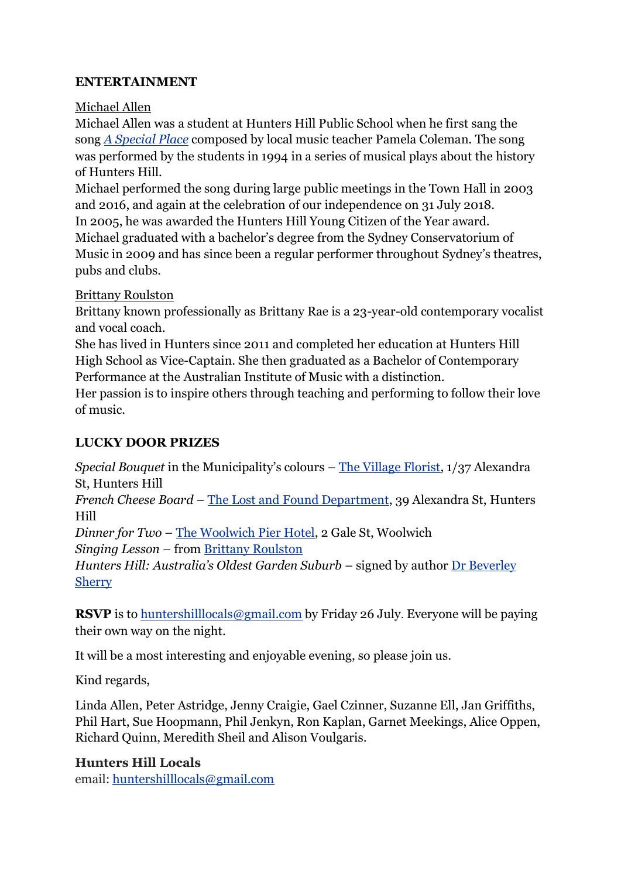**ENTERTAINMENT**

Michael Allen

Michael Allen was a student at Hunters Hill Public School when he first sang the song *A Special Place* composed by local music teacher Pamela Coleman. The song was performed by the students in 1994 in a series of musical plays about the history of Hunters Hill.

Michael performed the song during large public meetings in the Town Hall in 2003 and 2016, and again at the celebration of our independence on 31 July 2018.

In 2005, he was awarded the Hunters Hill Young Citizen of the Year award.

Michael graduated with a bachelor's degree from the Sydney Conservatorium of Music in 2009 and has since been a regular performer throughout Sydney's theatres, pubs and clubs.

Brittany Roulston

Brittany known professionally as Brittany Rae is a 23-year-old contemporary vocalist and vocal coach.

She has lived in Hunters since 2011 and completed her education at Hunters Hill High School as Vice-Captain. She then graduated as a Bachelor of Contemporary Performance at the Australian Institute of Music with a distinction.

Her passion is to inspire others through teaching and performing to follow their love of music.

**LUCKY DOOR PRIZES**

*Special Bouquet* in the Municipality's colours – The Village Florist, 1/37 Alexandra St, Hunters Hill
*French Cheese Board* – The Lost and Found Department, 39 Alexandra St, Hunters Hill
*Dinner for Two* – The Woolwich Pier Hotel, 2 Gale St, Woolwich
*Singing Lesson* – from Brittany Roulston
*Hunters Hill: Australia's Oldest Garden Suburb* – signed by author Dr Beverley Sherry

**RSVP** is to huntershilllocals@gmail.com by Friday 26 July. Everyone will be paying their own way on the night.

It will be a most interesting and enjoyable evening, so please join us.

Kind regards,

Linda Allen, Peter Astridge, Jenny Craigie, Gael Czinner, Suzanne Ell, Jan Griffiths, Phil Hart, Sue Hoopmann, Phil Jenkyn, Ron Kaplan, Garnet Meekings, Alice Oppen, Richard Quinn, Meredith Sheil and Alison Voulgaris.

**Hunters Hill Locals**
email: huntershilllocals@gmail.com